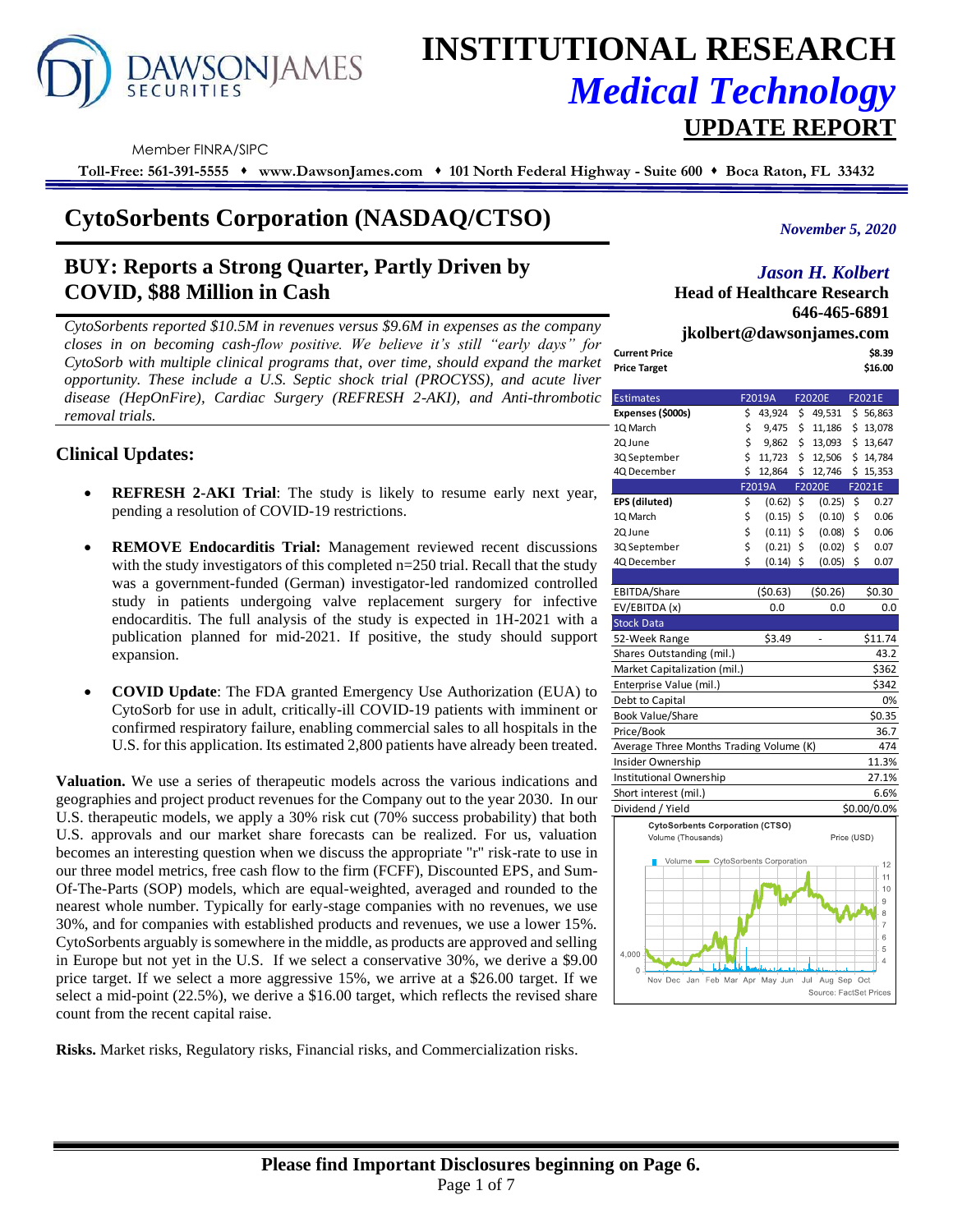# INSTITUTIONAL RESEARCH

## *Medical Technology*

## UPDATE REPORT

Member FINRA/SIPC

**Toll-Free: 561-391-5555 ♦ www.DawsonJames.com ♦ 101 North Federal Highway - Suite 600 ♦ Boca Raton, FL 33432**

# CytoSorbents Corporation (NASDAQ/CTSO)

*November 5, 2020*

## BUY: Reports a Strong Quarter, Partly Driven by COVID, $88 Million in Cash

*Jason H. Kolbert*
**Head of Healthcare Research**
**646-465-6891**
**jkolbert@dawsonjames.com**

*CytoSorbents reported $10.5M in revenues versus $9.6M in expenses as the company closes in on becoming cash-flow positive. We believe it's still "early days" for CytoSorb with multiple clinical programs that, over time, should expand the market opportunity. These include a U.S. Septic shock trial (PROCYSS), and acute liver disease (HepOnFire), Cardiac Surgery (REFRESH 2-AKI), and Anti-thrombotic removal trials.*

### Clinical Updates:

- **REFRESH 2-AKI Trial**: The study is likely to resume early next year, pending a resolution of COVID-19 restrictions.
- **REMOVE Endocarditis Trial:** Management reviewed recent discussions with the study investigators of this completed n=250 trial. Recall that the study was a government-funded (German) investigator-led randomized controlled study in patients undergoing valve replacement surgery for infective endocarditis. The full analysis of the study is expected in 1H-2021 with a publication planned for mid-2021. If positive, the study should support expansion.
- **COVID Update**: The FDA granted Emergency Use Authorization (EUA) to CytoSorb for use in adult, critically-ill COVID-19 patients with imminent or confirmed respiratory failure, enabling commercial sales to all hospitals in the U.S. for this application. Its estimated 2,800 patients have already been treated.

**Valuation.** We use a series of therapeutic models across the various indications and geographies and project product revenues for the Company out to the year 2030. In our U.S. therapeutic models, we apply a 30% risk cut (70% success probability) that both U.S. approvals and our market share forecasts can be realized. For us, valuation becomes an interesting question when we discuss the appropriate "r" risk-rate to use in our three model metrics, free cash flow to the firm (FCFF), Discounted EPS, and Sum-Of-The-Parts (SOP) models, which are equal-weighted, averaged and rounded to the nearest whole number. Typically for early-stage companies with no revenues, we use 30%, and for companies with established products and revenues, we use a lower 15%. CytoSorbents arguably is somewhere in the middle, as products are approved and selling in Europe but not yet in the U.S. If we select a conservative 30%, we derive a $9.00 price target. If we select a more aggressive 15%, we arrive at a $26.00 target. If we select a mid-point (22.5%), we derive a $16.00 target, which reflects the revised share count from the recent capital raise.

**Risks.** Market risks, Regulatory risks, Financial risks, and Commercialization risks.

| | |
|---|---|
| **Current Price** | **$8.39** |
| **Price Target** | **$16.00** |

| Estimates | F2019A | F2020E | F2021E |
|---|---|---|---|
| **Expenses ($000s)** | $ 43,924 | $ 49,531 | $ 56,863 |
| 1Q March | $ 9,475 | $ 11,186 | $ 13,078 |
| 2Q June | $ 9,862 | $ 13,093 | $ 13,647 |
| 3Q September | $ 11,723 | $ 12,506 | $ 14,784 |
| 4Q December | $ 12,864 | $ 12,746 | $ 15,353 |
| | **F2019A** | **F2020E** | **F2021E** |
| **EPS (diluted)** | $ (0.62) | $ (0.25) | $ 0.27 |
| 1Q March | $ (0.15) | $ (0.10) | $ 0.06 |
| 2Q June | $ (0.11) | $ (0.08) | $ 0.06 |
| 3Q September | $ (0.21) | $ (0.02) | $ 0.07 |
| 4Q December | $ (0.14) | $ (0.05) | $ 0.07 |
| | | | |
| EBITDA/Share | ($0.63) | ($0.26) | $0.30 |
| EV/EBITDA (x) | 0.0 | 0.0 | 0.0 |

| Stock Data | | | |
|---|---|---|---|
| 52-Week Range | $3.49 | - | $11.74 |
| Shares Outstanding (mil.) | | | 43.2 |
| Market Capitalization (mil.) | | | $362 |
| Enterprise Value (mil.) | | | $342 |
| Debt to Capital | | | 0% |
| Book Value/Share | | | $0.35 |
| Price/Book | | | 36.7 |
| Average Three Months Trading Volume (K) | | | 474 |
| Insider Ownership | | | 11.3% |
| Institutional Ownership | | | 27.1% |
| Short interest (mil.) | | | 6.6% |
| Dividend / Yield | | | $0.00/0.0% |

CytoSorbents Corporation (CTSO)
Volume (Thousands) — Price (USD)
Source: FactSet Prices

**Please find Important Disclosures beginning on Page 6.**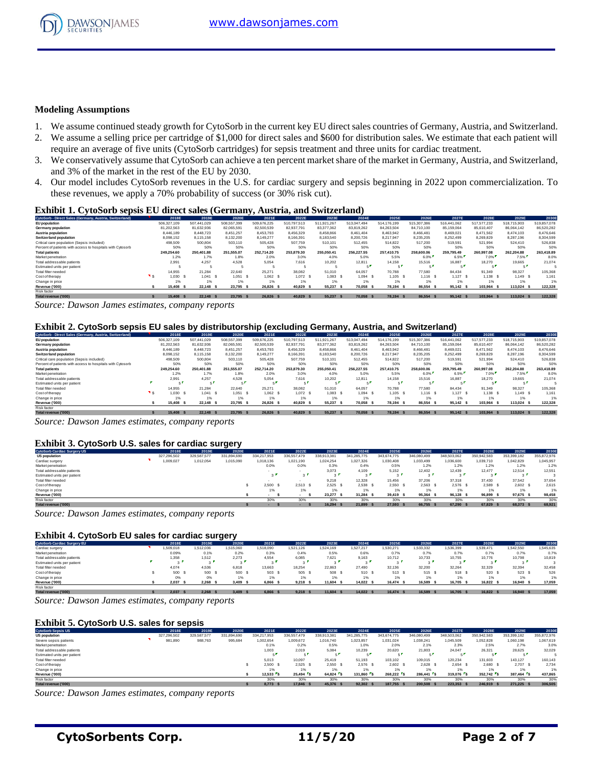## Modeling Assumptions

1. We assume continued steady growth for CytoSorb in the current key EU direct sales countries of Germany, Austria, and Switzerland.
2. We assume a selling price per cartridge of $1,000 for direct sales and $600 for distribution sales. We estimate that each patient will require an average of five units (CytoSorb cartridges) for sepsis treatment and three units for cardiac treatment.
3. We conservatively assume that CytoSorb can achieve a ten percent market share of the market in Germany, Austria, and Switzerland, and 3% of the market in the rest of the EU by 2030.
4. Our model includes CytoSorb revenues in the U.S. for cardiac surgery and sepsis beginning in 2022 upon commercialization. To these revenues, we apply a 70% probability of success (or 30% risk cut).

### Exhibit 1. CytoSorb sepsis EU direct sales (Germany, Austria, and Switzerland)

| CytoSorb - Direct Sales (Germany, Austria, Switzerland) | 2018E | 2019E | 2020E | 2021E | 2022E | 2023E | 2024E | 2025E | 2026E | 2027E | 2028E | 2029E | 2030E |
|---|---|---|---|---|---|---|---|---|---|---|---|---|---|
| EU population | 506,327,109 | 507,441,029 | 508,557,399 | 509,676,225 | 510,797,513 | 511,921,267 | 513,047,494 | 514,176,199 | 515,307,386 | 516,441,062 | 517,577,233 | 518,715,903 | 519,857,078 |
| Germany population | 81,202,563 | 81,632,936 | 82,065,591 | 82,500,539 | 82,937,791 | 83,377,362 | 83,819,262 | 84,263,504 | 84,710,100 | 85,159,064 | 85,610,407 | 86,064,142 | 86,520,282 |
| Austria population | 8,446,189 | 8,448,723 | 8,451,257 | 8,453,793 | 8,456,329 | 8,458,866 | 8,461,404 | 8,463,942 | 8,466,481 | 8,469,021 | 8,471,562 | 8,474,103 | 8,476,646 |
| Switzerland population | 8,098,152 | 8,115,158 | 8,132,200 | 8,149,277 | 8,166,391 | 8,183,540 | 8,200,726 | 8,217,947 | 8,235,205 | 8,252,499 | 8,269,829 | 8,287,196 | 8,304,599 |
| Critical care population (Sepsis included) | 498,509 | 500,804 | 503,110 | 505,428 | 507,759 | 510,101 | 512,455 | 514,822 | 517,200 | 519,591 | 521,994 | 524,410 | 526,838 |
| Percent of patients with access to hospitals with Cytosorb | 50% | 50% | 50% | 50% | 50% | 50% | 50% | 50% | 50% | 50% | 50% | 50% | 50% |
| Total patients | 249,254.60 | 250,401.88 | 251,555.07 | 252,714.20 | 253,879.30 | 255,050.41 | 256,227.55 | 257,410.75 | 258,600.06 | 259,795.49 | 260,997.08 | 262,204.88 | 263,418.89 |
| Market penetration | 1.2% | 1.7% | 1.8% | 2.0% | 3.0% | 4.0% | 5.0% | 5.5% | 6.0% | 6.5% | 7.0% | 7.5% | 8.0% |
| Total addressable patients | 2,991 | 4,257 | 4,528 | 5,054 | 7,616 | 10,202 | 12,811 | 14,158 | 15,516 | 16,887 | 18,270 | 19,665 | 21,074 |
| Estimated units per patient | 5 | 5 | 5 | 5 | 5 | 5 | 5 | 5 | 5 | 5 | 5 | 5 | 5 |
| Total filter needed | 14,955 | 21,284 | 22,640 | 25,271 | 38,082 | 51,010 | 64,057 | 70,788 | 77,580 | 84,434 | 91,349 | 98,327 | 105,368 |
| Cost of therapy | $ 1,030 | $ 1,041 | $ 1,051 | $ 1,062 | $ 1,072 | $ 1,083 | $ 1,094 | $ 1,105 | $ 1,116 | $ 1,127 | $ 1,138 | $ 1,149 | $ 1,161 |
| Change in price | 1% | 1% | 1% | 1% | 1% | 1% | 1% | 1% | 1% | 1% | 1% | 1% | 1% |
| Revenue ('000) | $ 15,408 | $ 22,148 | $ 23,795 | $ 26,826 | $ 40,829 | $ 55,237 | $ 70,058 | $ 78,194 | $ 86,554 | $ 95,142 | $ 103,964 | $ 113,024 | $ 122,328 |
| Risk factor | | | | | | | | | | | | | |
| Total revenue ('000) | $ 15,408 | $ 22,148 | $ 23,795 | $ 26,826 | $ 40,829 | $ 55,237 | $ 70,058 | $ 78,194 | $ 86,554 | $ 95,142 | $ 103,964 | $ 113,024 | $ 122,328 |

*Source: Dawson James estimates, company reports*

### Exhibit 2. CytoSorb sepsis EU sales by distributorship (excluding Germany, Austria, and Switzerland)

| CytoSorb - Direct Sales (Germany, Austria, Switzerland) | 2018E | 2019E | 2020E | 2021E | 2022E | 2023E | 2024E | 2025E | 2026E | 2027E | 2028E | 2029E | 2030E |
|---|---|---|---|---|---|---|---|---|---|---|---|---|---|
| EU population | 506,327,109 | 507,441,029 | 508,557,399 | 509,676,225 | 510,797,513 | 511,921,267 | 513,047,494 | 514,176,199 | 515,307,386 | 516,441,062 | 517,577,233 | 518,715,903 | 519,857,078 |
| Germany population | 81,202,563 | 81,632,936 | 82,065,591 | 82,500,539 | 82,937,791 | 83,377,362 | 83,819,262 | 84,263,504 | 84,710,100 | 85,159,064 | 85,610,407 | 86,064,142 | 86,520,282 |
| Austria population | 8,446,189 | 8,448,723 | 8,451,257 | 8,453,793 | 8,456,329 | 8,458,866 | 8,461,404 | 8,463,942 | 8,466,481 | 8,469,021 | 8,471,562 | 8,474,103 | 8,476,646 |
| Switzerland population | 8,098,152 | 8,115,158 | 8,132,200 | 8,149,277 | 8,166,391 | 8,183,540 | 8,200,726 | 8,217,947 | 8,235,205 | 8,252,499 | 8,269,829 | 8,287,196 | 8,304,599 |
| Critical care population (Sepsis included) | 498,509 | 500,804 | 503,110 | 505,428 | 507,759 | 510,101 | 512,455 | 514,822 | 517,200 | 519,591 | 521,994 | 524,410 | 526,838 |
| Percent of patients with access to hospitals with Cytosorb | 50% | 50% | 50% | 50% | 50% | 50% | 50% | 50% | 50% | 50% | 50% | 50% | 50% |
| Total patients | 249,254.60 | 250,401.88 | 251,555.07 | 252,714.20 | 253,879.30 | 255,050.41 | 256,227.55 | 257,410.75 | 258,600.06 | 259,795.49 | 260,997.08 | 262,204.88 | 263,418.89 |
| Market penetration | 1.2% | 1.7% | 1.8% | 2.0% | 3.0% | 4.0% | 5.0% | 5.5% | 6.0% | 6.5% | 7.0% | 7.5% | 8.0% |
| Total addressable patients | 2,991 | 4,257 | 4,528 | 5,054 | 7,616 | 10,202 | 12,811 | 14,158 | 15,516 | 16,887 | 18,270 | 19,665 | 21,074 |
| Estimated units per patient | 5 | 5 | 5 | 5 | 5 | 5 | 5 | 5 | 5 | 5 | 5 | 5 | 5 |
| Total filter needed | 14,955 | 21,284 | 22,640 | 25,271 | 38,082 | 51,010 | 64,057 | 70,788 | 77,580 | 84,434 | 91,349 | 98,327 | 105,368 |
| Cost of therapy | $ 1,030 | $ 1,041 | $ 1,051 | $ 1,062 | $ 1,072 | $ 1,083 | $ 1,094 | $ 1,105 | $ 1,116 | $ 1,127 | $ 1,138 | $ 1,149 | $ 1,161 |
| Change in price | 1% | 1% | 1% | 1% | 1% | 1% | 1% | 1% | 1% | 1% | 1% | 1% | 1% |
| Revenue ('000) | $ 15,408 | $ 22,148 | $ 23,795 | $ 26,826 | $ 40,829 | $ 55,237 | $ 70,058 | $ 78,194 | $ 86,554 | $ 95,142 | $ 103,964 | $ 113,024 | $ 122,328 |
| Risk factor | | | | | | | | | | | | | |
| Total revenue ('000) | $ 15,408 | $ 22,148 | $ 23,795 | $ 26,826 | $ 40,829 | $ 55,237 | $ 70,058 | $ 78,194 | $ 86,554 | $ 95,142 | $ 103,964 | $ 113,024 | $ 122,328 |

*Source: Dawson James estimates, company reports*

### Exhibit 3. CytoSorb U.S. sales for cardiac surgery

| CytoSorb Cardiac Surgery US | 2018E | 2019E | 2020E | 2021E | 2022E | 2023E | 2024E | 2025E | 2026E | 2027E | 2028E | 2029E | 2030E |
|---|---|---|---|---|---|---|---|---|---|---|---|---|---|
| US population | 327,296,502 | 329,587,577 | 331,894,690 | 334,217,953 | 336,557,479 | 338,913,381 | 341,285,775 | 343,674,775 | 346,080,499 | 348,503,062 | 350,942,583 | 353,399,182 | 355,872,976 |
| Cardiac surgery | 1,009,027 | 1,012,054 | 1,015,090 | 1,018,136 | 1,021,190 | 1,024,254 | 1,027,326 | 1,030,408 | 1,033,499 | 1,036,600 | 1,039,710 | 1,042,829 | 1,045,957 |
| Market penetration | | | | 0.0% | 0.0% | 0.3% | 0.4% | 0.5% | 1.2% | 1.2% | 1.2% | 1.2% | 1.2% |
| Total addressable patients | | | | - | - | 3,073 | 4,109 | 5,152 | 12,402 | 12,439 | 12,477 | 12,514 | 12,551 |
| Estimated units per patient | | | | 3 | 3 | 3 | 3 | 3 | 3 | 3 | 3 | 3 | 3 |
| Total filter needed | | | | - | - | 9,218 | 12,328 | 15,456 | 37,206 | 37,318 | 37,430 | 37,542 | 37,654 |
| Cost of therapy | | | | $ 2,500 | $ 2,513 | $ 2,525 | $ 2,538 | $ 2,550 | $ 2,563 | $ 2,576 | $ 2,589 | $ 2,602 | $ 2,615 |
| Change in price | | | | 1% | 1% | 1% | 1% | 1% | 1% | 1% | 1% | 1% | 1% |
| Revenue ('000) | | | | $ - | $ - | $ 23,277 | $ 31,284 | $ 39,419 | $ 95,364 | $ 96,128 | $ 96,899 | $ 97,675 | $ 98,458 |
| Risk factor | | | | 30% | 30% | 30% | 30% | 30% | 30% | 30% | 30% | 30% | 30% |
| Total revenue ('000) | | | | $ - | $ - | $ 16,294 | $ 21,899 | $ 27,593 | $ 66,755 | $ 67,290 | $ 67,829 | $ 68,373 | $ 68,921 |

*Source: Dawson James estimates, company reports*

### Exhibit 4. CytoSorb EU sales for cardiac surgery

| CytoSorb Cardiac Surgery EU | 2018E | 2019E | 2020E | 2021E | 2022E | 2023E | 2024E | 2025E | 2026E | 2027E | 2028E | 2029E | 2030E |
|---|---|---|---|---|---|---|---|---|---|---|---|---|---|
| Cardiac surgery | 1,509,018 | 1,512,036 | 1,515,060 | 1,518,090 | 1,521,126 | 1,524,169 | 1,527,217 | 1,530,271 | 1,533,332 | 1,536,399 | 1,539,471 | 1,542,550 | 1,545,635 |
| Market penetration | 0.09% | 0.1% | 0.2% | 0.3% | 0.4% | 0.5% | 0.6% | 0.7% | 0.7% | 0.7% | 0.7% | 0.7% | 0.7% |
| Total addressable patients | 1,358 | 1,512 | 2,273 | 4,554 | 6,085 | 7,621 | 9,163 | 10,712 | 10,733 | 10,755 | 10,776 | 10,798 | 10,819 |
| Estimated units per patient | 3 | 3 | 3 | 3 | 3 | 3 | 3 | 3 | 3 | 3 | 3 | 3 | 3 |
| Total filter needed | 4,074 | 4,536 | 6,818 | 13,663 | 18,254 | 22,863 | 27,490 | 32,136 | 32,200 | 32,264 | 32,329 | 32,394 | 32,458 |
| Cost of therapy | $ 500 | $ 500 | $ 500 | $ 503 | $ 505 | $ 508 | $ 510 | $ 513 | $ 515 | $ 518 | $ 520 | $ 523 | $ 526 |
| Change in price | 0% | 0% | 1% | 1% | 1% | 1% | 1% | 1% | 1% | 1% | 1% | 1% | 1% |
| Revenue ('000) | $ 2,037 | $ 2,268 | $ 3,409 | $ 6,866 | $ 9,218 | $ 11,604 | $ 14,022 | $ 16,474 | $ 16,589 | $ 16,705 | $ 16,822 | $ 16,940 | $ 17,059 |
| Risk factor | | | | | | | | | | | | | |
| Total revenue ('000) | $ 2,037 | $ 2,268 | $ 3,409 | $ 6,866 | $ 9,218 | $ 11,604 | $ 14,022 | $ 16,474 | $ 16,589 | $ 16,705 | $ 16,822 | $ 16,940 | $ 17,059 |

*Source: Dawson James estimates, company reports*

### Exhibit 5. CytoSorb U.S. sales for sepsis

| CytoSorb Sepsis US | 2018E | 2019E | 2020E | 2021E | 2022E | 2023E | 2024E | 2025E | 2026E | 2027E | 2028E | 2029E | 2030E |
|---|---|---|---|---|---|---|---|---|---|---|---|---|---|
| US population | 327,296,502 | 329,587,577 | 331,894,690 | 334,217,953 | 336,557,479 | 338,913,381 | 341,285,775 | 343,674,775 | 346,080,499 | 348,503,062 | 350,942,583 | 353,399,182 | 355,872,976 |
| Severe sepsis patients | 981,890 | 988,763 | 995,684 | 1,002,654 | 1,009,672 | 1,016,740 | 1,023,857 | 1,031,024 | 1,038,241 | 1,045,509 | 1,052,828 | 1,060,198 | 1,067,619 |
| Market penetration | | | | 0.1% | 0.2% | 0.5% | 1.0% | 2.0% | 2.1% | 2.3% | 2.5% | 2.7% | 3.0% |
| Total addressable patients | | | | 1,003 | 2,019 | 5,084 | 10,239 | 20,620 | 21,803 | 24,047 | 26,321 | 28,625 | 32,029 |
| Estimated units per patient | | | | 5 | 5 | 5 | 5 | 5 | 5 | 5 | 5 | 5 | 5 |
| Total filter needed | | | | 5,013 | 10,097 | 25,419 | 51,193 | 103,102 | 109,015 | 120,234 | 131,603 | 143,127 | 160,143 |
| Cost of therapy | | | | $ 2,500 | $ 2,525 | $ 2,550 | $ 2,576 | $ 2,602 | $ 2,628 | $ 2,654 | $ 2,680 | $ 2,707 | $ 2,734 |
| Change in price | | | | 1% | 1% | 1% | 1% | 1% | 1% | 1% | 1% | 1% | 1% |
| Revenue ('000) | | | | $ 12,533 | $ 25,494 | $ 64,824 | $ 131,860 | $ 268,222 | $ 286,441 | $ 319,076 | $ 352,742 | $ 387,464 | $ 437,865 |
| Risk factor | | | | 30% | 30% | 30% | 30% | 30% | 30% | 30% | 30% | 30% | 30% |
| Total revenue ('000) | | | | $ 8,773 | $ 17,846 | $ 45,376 | $ 92,302 | $ 187,755 | $ 200,508 | $ 223,353 | $ 246,919 | $ 271,225 | $ 306,505 |

*Source: Dawson James estimates, company reports*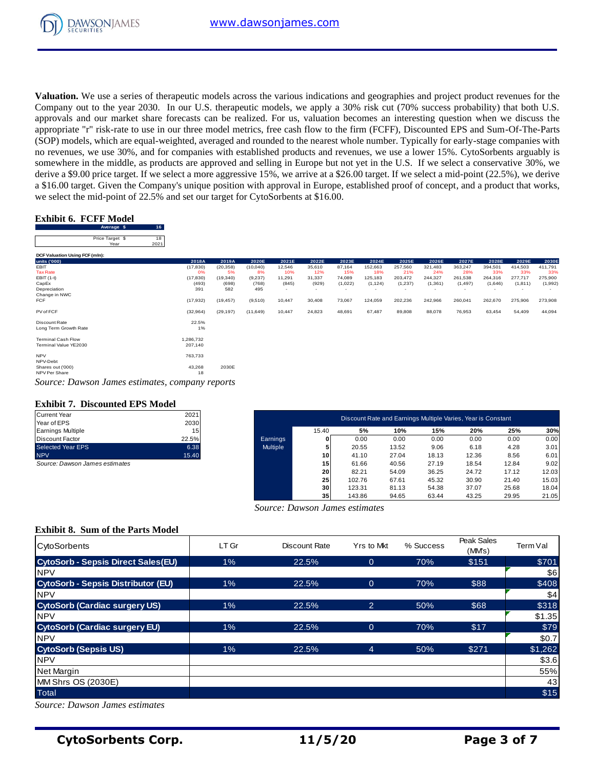**Valuation.** We use a series of therapeutic models across the various indications and geographies and project product revenues for the Company out to the year 2030. In our U.S. therapeutic models, we apply a 30% risk cut (70% success probability) that both U.S. approvals and our market share forecasts can be realized. For us, valuation becomes an interesting question when we discuss the appropriate "r" risk-rate to use in our three model metrics, free cash flow to the firm (FCFF), Discounted EPS and Sum-Of-The-Parts (SOP) models, which are equal-weighted, averaged and rounded to the nearest whole number. Typically for early-stage companies with no revenues, we use 30%, and for companies with established products and revenues, we use a lower 15%. CytoSorbents arguably is somewhere in the middle, as products are approved and selling in Europe but not yet in the U.S. If we select a conservative 30%, we derive a $9.00 price target. If we select a more aggressive 15%, we arrive at a $26.00 target. If we select a mid-point (22.5%), we derive a $16.00 target. Given the Company's unique position with approval in Europe, established proof of concept, and a product that works, we select the mid-point of 22.5% and set our target for CytoSorbents at $16.00.

### Exhibit 6. FCFF Model

| | |
|---|---|
| Average $ | 16 |
| Price Target $ | 18 |
| Year | 2021 |

DCF Valuation Using FCF (mln):

| units ('000) | 2018A | 2019A | 2020E | 2021E | 2022E | 2023E | 2024E | 2025E | 2026E | 2027E | 2028E | 2029E | 2030E |
|---|---|---|---|---|---|---|---|---|---|---|---|---|---|
| EBIT | (17,830) | (20,358) | (10,040) | 12,546 | 35,610 | 87,164 | 152,663 | 257,560 | 321,483 | 363,247 | 394,501 | 414,503 | 411,791 |
| Tax Rate | 0% | 5% | 8% | 10% | 12% | 15% | 18% | 21% | 24% | 28% | 33% | 33% | 33% |
| EBIT (1-t) | (17,830) | (19,340) | (9,237) | 11,291 | 31,337 | 74,089 | 125,183 | 203,472 | 244,327 | 261,538 | 264,316 | 277,717 | 275,900 |
| CapEx | (493) | (698) | (768) | (845) | (929) | (1,022) | (1,124) | (1,237) | (1,361) | (1,497) | (1,646) | (1,811) | (1,992) |
| Depreciation | 391 | 582 | 495 | - | - | - | - | - | - | - | - | - | - |
| Change in NWC | | | | | | | | | | | | | |
| FCF | (17,932) | (19,457) | (9,510) | 10,447 | 30,408 | 73,067 | 124,059 | 202,236 | 242,966 | 260,041 | 262,670 | 275,906 | 273,908 |
| | | | | | | | | | | | | | |
| PV of FCF | (32,964) | (29,197) | (11,649) | 10,447 | 24,823 | 48,691 | 67,487 | 89,808 | 88,078 | 76,953 | 63,454 | 54,409 | 44,094 |
| | | | | | | | | | | | | | |
| Discount Rate | 22.5% | | | | | | | | | | | | |
| Long Term Growth Rate | 1% | | | | | | | | | | | | |
| | | | | | | | | | | | | | |
| Terminal Cash Flow | 1,286,732 | | | | | | | | | | | | |
| Terminal Value YE2030 | 207,140 | | | | | | | | | | | | |
| | | | | | | | | | | | | | |
| NPV | 763,733 | | | | | | | | | | | | |
| NPV-Debt | | | | | | | | | | | | | |
| Shares out ('000) | 43,268 | 2030E | | | | | | | | | | | |
| NPV Per Share | 18 | | | | | | | | | | | | |

*Source: Dawson James estimates, company reports*

### Exhibit 7. Discounted EPS Model

| | |
|---|---|
| Current Year | 2021 |
| Year of EPS | 2030 |
| Earnings Multiple | 15 |
| Discount Factor | 22.5% |
| Selected Year EPS | 6.38 |
| NPV | 15.40 |

*Source: Dawson James estimates*

Discount Rate and Earnings Multiple Varies, Year is Constant

| | 15.40 | 5% | 10% | 15% | 20% | 25% | 30% |
|---|---|---|---|---|---|---|---|
| Earnings Multiple | 0 | 0.00 | 0.00 | 0.00 | 0.00 | 0.00 | 0.00 |
| | 5 | 20.55 | 13.52 | 9.06 | 6.18 | 4.28 | 3.01 |
| | 10 | 41.10 | 27.04 | 18.13 | 12.36 | 8.56 | 6.01 |
| | 15 | 61.66 | 40.56 | 27.19 | 18.54 | 12.84 | 9.02 |
| | 20 | 82.21 | 54.09 | 36.25 | 24.72 | 17.12 | 12.03 |
| | 25 | 102.76 | 67.61 | 45.32 | 30.90 | 21.40 | 15.03 |
| | 30 | 123.31 | 81.13 | 54.38 | 37.07 | 25.68 | 18.04 |
| | 35 | 143.86 | 94.65 | 63.44 | 43.25 | 29.95 | 21.05 |

*Source: Dawson James estimates*

### Exhibit 8. Sum of the Parts Model

| CytoSorbents | LT Gr | Discount Rate | Yrs to Mkt | % Success | Peak Sales (MM's) | Term Val |
|---|---|---|---|---|---|---|
| **CytoSorb - Sepsis Direct Sales(EU)** | 1% | 22.5% | 0 | 70% | $151 | $701 |
| NPV | | | | | | $6 |
| **CytoSorb - Sepsis Distributor (EU)** | 1% | 22.5% | 0 | 70% | $88 | $408 |
| NPV | | | | | | $4 |
| **CytoSorb (Cardiac surgery US)** | 1% | 22.5% | 2 | 50% | $68 | $318 |
| NPV | | | | | | $1.35 |
| **CytoSorb (Cardiac surgery EU)** | 1% | 22.5% | 0 | 70% | $17 | $79 |
| NPV | | | | | | $0.7 |
| **CytoSorb (Sepsis US)** | 1% | 22.5% | 4 | 50% | $271 | $1,262 |
| NPV | | | | | | $3.6 |
| Net Margin | | | | | | 55% |
| MM Shrs OS (2030E) | | | | | | 43 |
| Total | | | | | | $15 |

*Source: Dawson James estimates*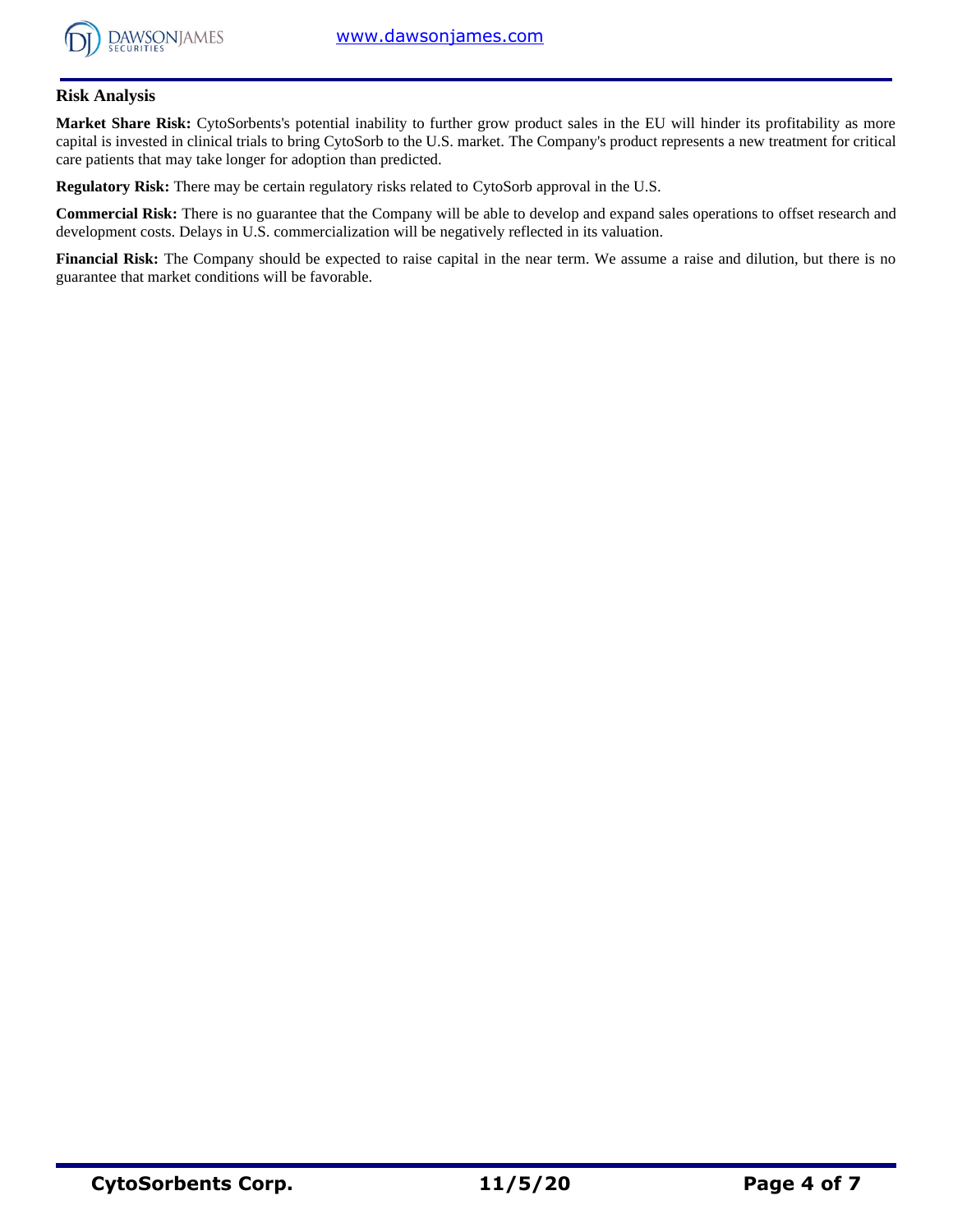## Risk Analysis

**Market Share Risk:** CytoSorbents's potential inability to further grow product sales in the EU will hinder its profitability as more capital is invested in clinical trials to bring CytoSorb to the U.S. market. The Company's product represents a new treatment for critical care patients that may take longer for adoption than predicted.

**Regulatory Risk:** There may be certain regulatory risks related to CytoSorb approval in the U.S.

**Commercial Risk:** There is no guarantee that the Company will be able to develop and expand sales operations to offset research and development costs. Delays in U.S. commercialization will be negatively reflected in its valuation.

**Financial Risk:** The Company should be expected to raise capital in the near term. We assume a raise and dilution, but there is no guarantee that market conditions will be favorable.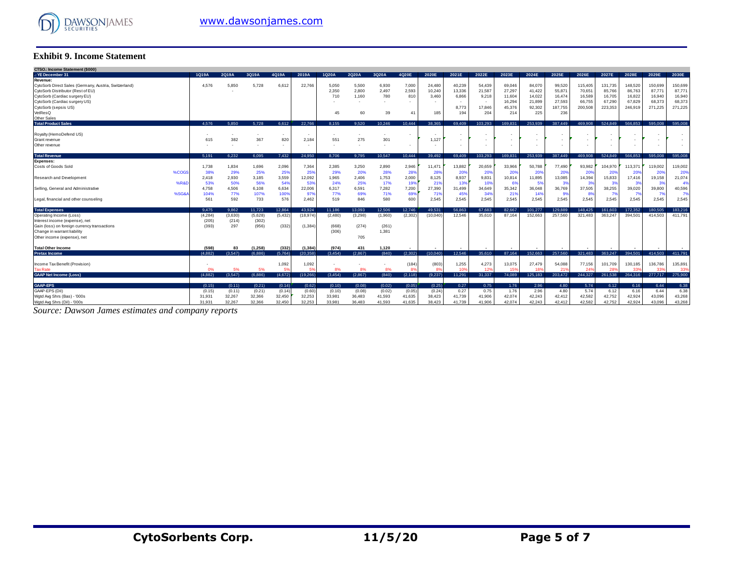### Exhibit 9. Income Statement

| CTSO.: Income Statement ($000) | | | | | | | | | | | | | | | | | | | | | |
|---|---|---|---|---|---|---|---|---|---|---|---|---|---|---|---|---|---|---|---|---|---|
| .: YE December 31 | 1Q19A | 2Q19A | 3Q19A | 4Q19A | 2019A | 1Q20A | 2Q20A | 3Q20A | 4Q20E | 2020E | 2021E | 2022E | 2023E | 2024E | 2025E | 2026E | 2027E | 2028E | 2029E | 2030E |
| **Revenue:** | | | | | | | | | | | | | | | | | | | | |
| CytoSorb Direct Sales (Germany, Austria, Switzerland) | 4,576 | 5,850 | 5,728 | 6,612 | 22,766 | 5,050 | 5,500 | 6,930 | 7,000 | 24,480 | 40,239 | 54,439 | 69,046 | 84,070 | 99,520 | 115,405 | 131,735 | 148,520 | 150,699 | 150,699 |
| CytoSorb Distributor (Rest of EU) | | - | | | | 2,350 | 2,800 | 2,497 | 2,593 | 10,240 | 13,336 | 21,587 | 27,297 | 41,422 | 55,871 | 70,651 | 85,766 | 86,763 | 87,771 | 87,771 |
| CytoSorb (Cardiac surgery EU) | | | | | | 710 | 1,160 | 780 | 810 | 3,460 | 6,866 | 9,218 | 11,604 | 14,022 | 16,474 | 16,589 | 16,705 | 16,822 | 16,940 | 16,940 |
| CytoSorb (Cardiac surgery US) | | | | | | - | - | - | - | - | - | - | 16,294 | 21,899 | 27,593 | 66,755 | 67,290 | 67,829 | 68,373 | 68,373 |
| CytoSorb (sepsis US) | | | | | | | | | | | 8,773 | 17,846 | 45,376 | 92,302 | 187,755 | 200,508 | 223,353 | 246,919 | 271,225 | 271,225 |
| VetResQ | | | | | | 45 | 60 | 39 | 41 | 185 | 194 | 204 | 214 | 225 | 236 | | | | | |
| Other Sales | | | | | | | | | | | | | | | | | | | | |
| **Total Product Sales** | 4,576 | 5,850 | 5,728 | 6,612 | 22,766 | 8,155 | 9,520 | 10,246 | 10,444 | 38,365 | 69,409 | 103,293 | 169,831 | 253,939 | 387,449 | 469,908 | 524,849 | 566,853 | 595,008 | 595,008 |
| Royalty (HemoDefend US) | - | - | - | - | - | - | - | - | - | - | - | - | - | - | - | - | - | - | - | - |
| Grant revenue | 615 | 382 | 367 | 820 | 2,184 | 551 | 275 | 301 | | 1,127 | - | - | - | - | - | - | - | - | - | - |
| Other revenue | - | - | - | - | - | - | - | - | - | - | - | - | - | - | - | - | - | - | - | - |
| **Total Revenue** | 5,191 | 6,232 | 6,095 | 7,432 | 24,950 | 8,706 | 9,795 | 10,547 | 10,444 | 39,492 | 69,409 | 103,293 | 169,831 | 253,939 | 387,449 | 469,908 | 524,849 | 566,853 | 595,008 | 595,008 |
| **Expenses:** | | | | | | | | | | | | | | | | | | | | |
| Costs of Goods Sold | 1,738 | 1,834 | 1,696 | 2,096 | 7,364 | 2,385 | 3,250 | 2,890 | 2,946 | 11,471 | 13,882 | 20,659 | 33,966 | 50,788 | 77,490 | 93,982 | 104,970 | 113,371 | 119,002 | 119,002 |
| %COGS | 38% | 29% | 25% | 25% | 25% | 29% | 20% | 28% | 28% | 28% | 20% | 20% | 20% | 20% | 20% | 20% | 20% | 20% | 20% | 20% |
| Research and Development | 2,418 | 2,930 | 3,185 | 3,559 | 12,092 | 1,965 | 2,406 | 1,753 | 2,000 | 8,125 | 8,937 | 9,831 | 10,814 | 11,895 | 13,085 | 14,394 | 15,833 | 17,416 | 19,158 | 21,074 |
| %R&D | 53% | 50% | 56% | 54% | 53% | 24% | 25% | 17% | 19% | 21% | 13% | 10% | 6% | 5% | 3% | 3% | 3% | 3% | 3% | 4% |
| Selling, General and Administrative | 4,758 | 4,506 | 6,108 | 6,634 | 22,006 | 6,317 | 6,591 | 7,282 | 7,200 | 27,390 | 31,499 | 34,649 | 35,342 | 36,048 | 36,769 | 37,505 | 38,255 | 39,020 | 39,800 | 40,596 |
| %SG&A | 104% | 77% | 107% | 100% | 97% | 77% | 69% | 71% | 69% | 71% | 45% | 34% | 21% | 14% | 9% | 8% | 7% | 7% | 7% | 7% |
| Legal, financial and other counseling | 561 | 592 | 733 | 576 | 2,462 | 519 | 846 | 580 | 600 | 2,545 | 2,545 | 2,545 | 2,545 | 2,545 | 2,545 | 2,545 | 2,545 | 2,545 | 2,545 | 2,545 |
| **Total Expenses** | 9,475 | 9,862 | 11,723 | 12,864 | 43,924 | 11,186 | 13,093 | 12,506 | 12,746 | 49,531 | 56,863 | 67,683 | 82,667 | 101,277 | 129,889 | 148,425 | 161,603 | 172,352 | 180,505 | 183,216 |
| Operating Income (Loss) | (4,284) | (3,630) | (5,628) | (5,432) | (18,974) | (2,480) | (3,298) | (1,960) | (2,302) | (10,040) | 12,546 | 35,610 | 87,164 | 152,663 | 257,560 | 321,483 | 363,247 | 394,501 | 414,503 | 411,791 |
| Interest income (expense), net | (205) | (214) | (302) | | | | | | | | | | | | | | | | | |
| Gain (loss) on foreign currency transactions | (393) | 297 | (956) | (332) | (1,384) | (668) | (274) | (261) | | | | | | | | | | | | |
| Change in warrant liability | | | | | | (306) | | 1,381 | | | | | | | | | | | | |
| Other income (expense), net | | | | | | | 705 | | | | | | | | | | | | | |
| **Total Other Income** | (598) | 83 | (1,258) | (332) | (1,384) | (974) | 431 | 1,120 | - | - | - | - | - | - | - | - | - | - | - | - |
| **Pretax Income** | (4,882) | (3,547) | (6,886) | (5,764) | (20,358) | (3,454) | (2,867) | (840) | (2,302) | (10,040) | 12,546 | 35,610 | 87,164 | 152,663 | 257,560 | 321,483 | 363,247 | 394,501 | 414,503 | 411,791 |
| Income Tax Benefit (Provision) | - | | | 1,092 | 1,092 | - | - | - | (184) | (803) | 1,255 | 4,273 | 13,075 | 27,479 | 54,088 | 77,156 | 101,709 | 130,185 | 136,786 | 135,891 |
| Tax Rate | 0% | 5% | 5% | 5% | 5% | 8% | 8% | 8% | 8% | 8% | 10% | 12% | 15% | 18% | 21% | 24% | 28% | 33% | 33% | 33% |
| **GAAP Net Income (Loss)** | (4,882) | (3,547) | (6,886) | (4,672) | (19,266) | (3,454) | (2,867) | (840) | (2,118) | (9,237) | 11,291 | 31,337 | 74,089 | 125,183 | 203,472 | 244,327 | 261,538 | 264,316 | 277,717 | 275,900 |
| **GAAP-EPS** | (0.15) | (0.11) | (0.21) | (0.14) | (0.62) | (0.10) | (0.08) | (0.02) | (0.05) | (0.25) | 0.27 | 0.75 | 1.76 | 2.96 | 4.80 | 5.74 | 6.12 | 6.16 | 6.44 | 6.38 |
| GAAP-EPS (Dil) | (0.15) | (0.11) | (0.21) | (0.14) | (0.60) | (0.10) | (0.08) | (0.02) | (0.05) | (0.24) | 0.27 | 0.75 | 1.76 | 2.96 | 4.80 | 5.74 | 6.12 | 6.16 | 6.44 | 6.38 |
| Wgtd Avg Shrs (Bas) - '000s | 31,931 | 32,267 | 32,366 | 32,450 | 32,253 | 33,981 | 36,483 | 41,593 | 41,635 | 38,423 | 41,739 | 41,906 | 42,074 | 42,243 | 42,412 | 42,582 | 42,752 | 42,924 | 43,096 | 43,268 |
| Wgtd Avg Shrs (Dil) - '000s | 31,931 | 32,267 | 32,366 | 32,450 | 32,253 | 33,981 | 36,483 | 41,593 | 41,635 | 38,423 | 41,739 | 41,906 | 42,074 | 42,243 | 42,412 | 42,582 | 42,752 | 42,924 | 43,096 | 43,268 |

*Source: Dawson James estimates and company reports*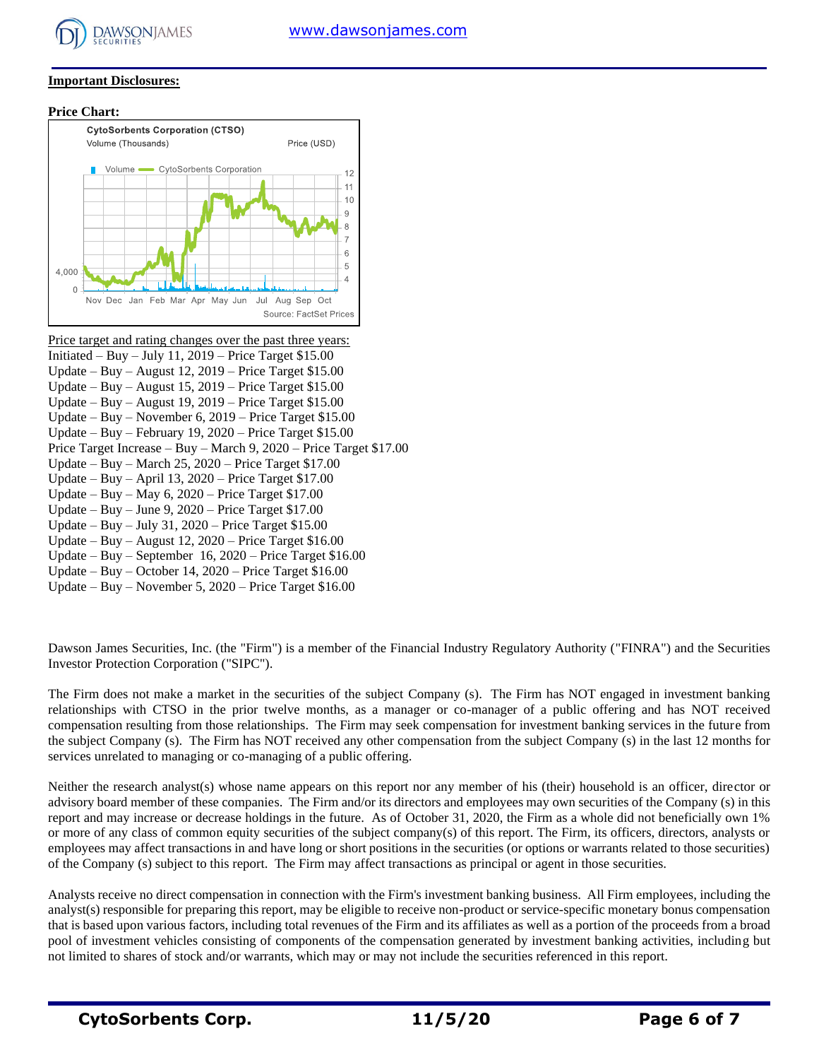**Important Disclosures:**

**Price Chart:**

Price target and rating changes over the past three years:

Initiated – Buy – July 11, 2019 – Price Target $15.00
Update – Buy – August 12, 2019 – Price Target $15.00
Update – Buy – August 15, 2019 – Price Target $15.00
Update – Buy – August 19, 2019 – Price Target $15.00
Update – Buy – November 6, 2019 – Price Target $15.00
Update – Buy – February 19, 2020 – Price Target $15.00
Price Target Increase – Buy – March 9, 2020 – Price Target $17.00
Update – Buy – March 25, 2020 – Price Target $17.00
Update – Buy – April 13, 2020 – Price Target $17.00
Update – Buy – May 6, 2020 – Price Target $17.00
Update – Buy – June 9, 2020 – Price Target $17.00
Update – Buy – July 31, 2020 – Price Target $15.00
Update – Buy – August 12, 2020 – Price Target $16.00
Update – Buy – September 16, 2020 – Price Target $16.00
Update – Buy – October 14, 2020 – Price Target $16.00
Update – Buy – November 5, 2020 – Price Target $16.00

Dawson James Securities, Inc. (the "Firm") is a member of the Financial Industry Regulatory Authority ("FINRA") and the Securities Investor Protection Corporation ("SIPC").

The Firm does not make a market in the securities of the subject Company (s). The Firm has NOT engaged in investment banking relationships with CTSO in the prior twelve months, as a manager or co-manager of a public offering and has NOT received compensation resulting from those relationships. The Firm may seek compensation for investment banking services in the future from the subject Company (s). The Firm has NOT received any other compensation from the subject Company (s) in the last 12 months for services unrelated to managing or co-managing of a public offering.

Neither the research analyst(s) whose name appears on this report nor any member of his (their) household is an officer, director or advisory board member of these companies. The Firm and/or its directors and employees may own securities of the Company (s) in this report and may increase or decrease holdings in the future. As of October 31, 2020, the Firm as a whole did not beneficially own 1% or more of any class of common equity securities of the subject company(s) of this report. The Firm, its officers, directors, analysts or employees may affect transactions in and have long or short positions in the securities (or options or warrants related to those securities) of the Company (s) subject to this report. The Firm may affect transactions as principal or agent in those securities.

Analysts receive no direct compensation in connection with the Firm's investment banking business. All Firm employees, including the analyst(s) responsible for preparing this report, may be eligible to receive non-product or service-specific monetary bonus compensation that is based upon various factors, including total revenues of the Firm and its affiliates as well as a portion of the proceeds from a broad pool of investment vehicles consisting of components of the compensation generated by investment banking activities, including but not limited to shares of stock and/or warrants, which may or may not include the securities referenced in this report.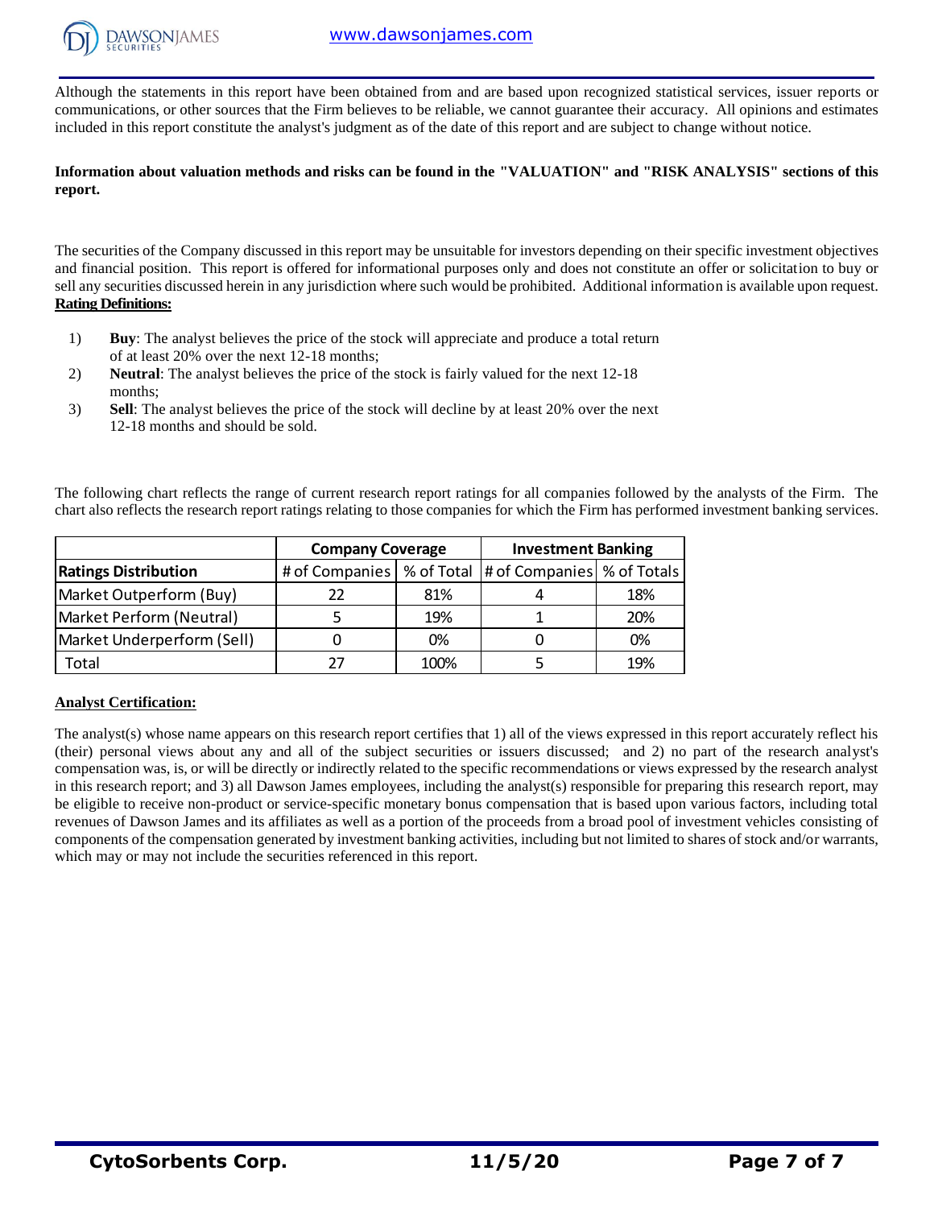Although the statements in this report have been obtained from and are based upon recognized statistical services, issuer reports or communications, or other sources that the Firm believes to be reliable, we cannot guarantee their accuracy. All opinions and estimates included in this report constitute the analyst's judgment as of the date of this report and are subject to change without notice.

**Information about valuation methods and risks can be found in the "VALUATION" and "RISK ANALYSIS" sections of this report.**

The securities of the Company discussed in this report may be unsuitable for investors depending on their specific investment objectives and financial position. This report is offered for informational purposes only and does not constitute an offer or solicitation to buy or sell any securities discussed herein in any jurisdiction where such would be prohibited. Additional information is available upon request.

**Rating Definitions:**

1) **Buy**: The analyst believes the price of the stock will appreciate and produce a total return of at least 20% over the next 12-18 months;
2) **Neutral**: The analyst believes the price of the stock is fairly valued for the next 12-18 months;
3) **Sell**: The analyst believes the price of the stock will decline by at least 20% over the next 12-18 months and should be sold.

The following chart reflects the range of current research report ratings for all companies followed by the analysts of the Firm. The chart also reflects the research report ratings relating to those companies for which the Firm has performed investment banking services.

| | Company Coverage | | Investment Banking | |
|---|---|---|---|---|
| **Ratings Distribution** | # of Companies | % of Total | # of Companies | % of Totals |
| Market Outperform (Buy) | 22 | 81% | 4 | 18% |
| Market Perform (Neutral) | 5 | 19% | 1 | 20% |
| Market Underperform (Sell) | 0 | 0% | 0 | 0% |
| Total | 27 | 100% | 5 | 19% |

**Analyst Certification:**

The analyst(s) whose name appears on this research report certifies that 1) all of the views expressed in this report accurately reflect his (their) personal views about any and all of the subject securities or issuers discussed; and 2) no part of the research analyst's compensation was, is, or will be directly or indirectly related to the specific recommendations or views expressed by the research analyst in this research report; and 3) all Dawson James employees, including the analyst(s) responsible for preparing this research report, may be eligible to receive non-product or service-specific monetary bonus compensation that is based upon various factors, including total revenues of Dawson James and its affiliates as well as a portion of the proceeds from a broad pool of investment vehicles consisting of components of the compensation generated by investment banking activities, including but not limited to shares of stock and/or warrants, which may or may not include the securities referenced in this report.